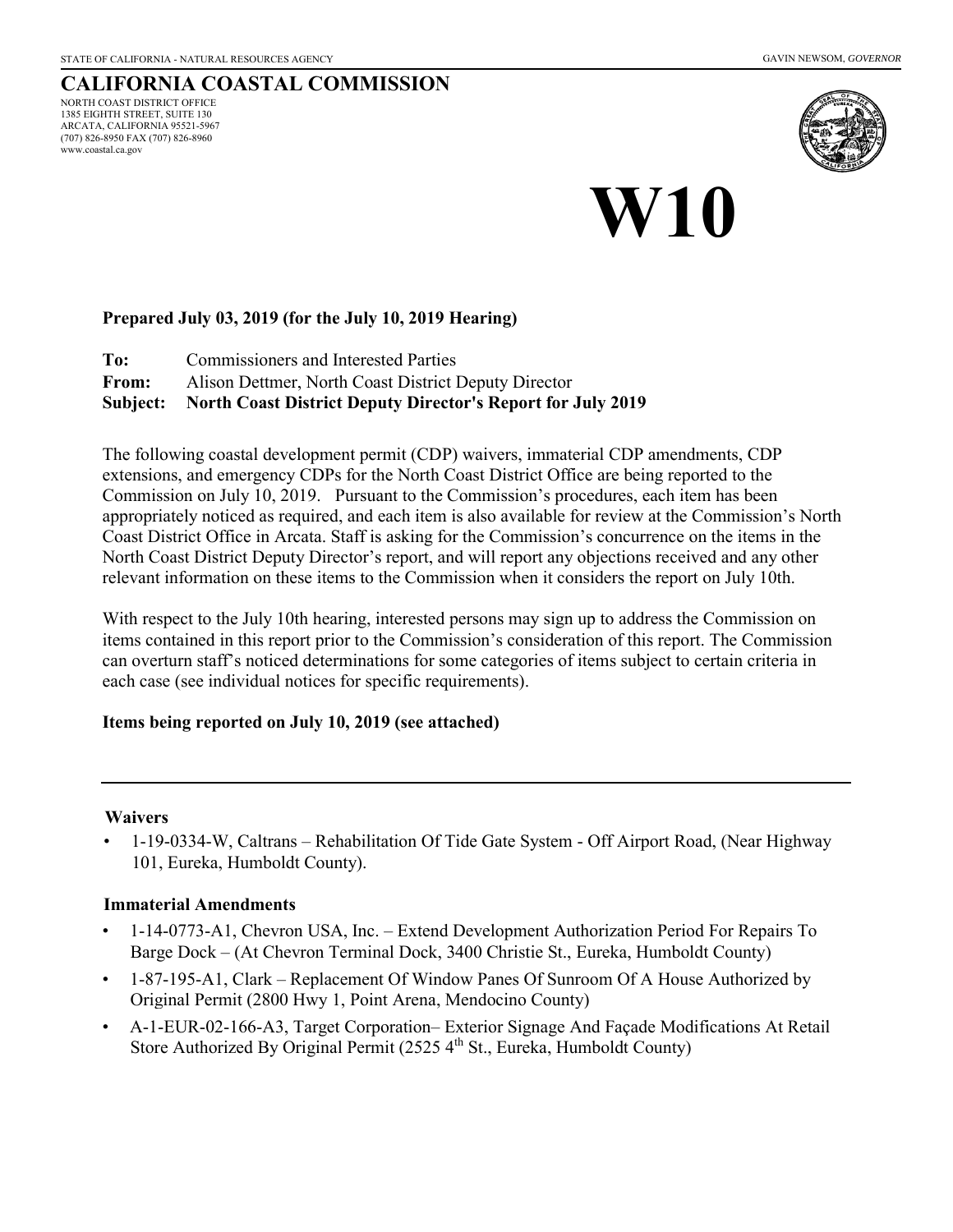STATE OF CALIFORNIA - NATURAL RESOURCES AGENCY GAVIN NEWSOM, *GOVERNOR*

# CALIFORNIA COASTAL COMMISSION

NORTH COAST DISTRICT OFFICE
1385 EIGHTH STREET, SUITE 130
ARCATA, CALIFORNIA 95521-5967
(707) 826-8950 FAX (707) 826-8960
www.coastal.ca.gov

# W10

**Prepared July 03, 2019 (for the July 10, 2019 Hearing)**

**To:** Commissioners and Interested Parties
**From:** Alison Dettmer, North Coast District Deputy Director
**Subject: North Coast District Deputy Director's Report for July 2019**

The following coastal development permit (CDP) waivers, immaterial CDP amendments, CDP extensions, and emergency CDPs for the North Coast District Office are being reported to the Commission on July 10, 2019. Pursuant to the Commission's procedures, each item has been appropriately noticed as required, and each item is also available for review at the Commission's North Coast District Office in Arcata. Staff is asking for the Commission's concurrence on the items in the North Coast District Deputy Director's report, and will report any objections received and any other relevant information on these items to the Commission when it considers the report on July 10th.

With respect to the July 10th hearing, interested persons may sign up to address the Commission on items contained in this report prior to the Commission's consideration of this report. The Commission can overturn staff's noticed determinations for some categories of items subject to certain criteria in each case (see individual notices for specific requirements).

**Items being reported on July 10, 2019 (see attached)**

---

### Waivers

- 1-19-0334-W, Caltrans – Rehabilitation Of Tide Gate System - Off Airport Road, (Near Highway 101, Eureka, Humboldt County).

### Immaterial Amendments

- 1-14-0773-A1, Chevron USA, Inc. – Extend Development Authorization Period For Repairs To Barge Dock – (At Chevron Terminal Dock, 3400 Christie St., Eureka, Humboldt County)
- 1-87-195-A1, Clark – Replacement Of Window Panes Of Sunroom Of A House Authorized by Original Permit (2800 Hwy 1, Point Arena, Mendocino County)
- A-1-EUR-02-166-A3, Target Corporation– Exterior Signage And Façade Modifications At Retail Store Authorized By Original Permit (2525 4th St., Eureka, Humboldt County)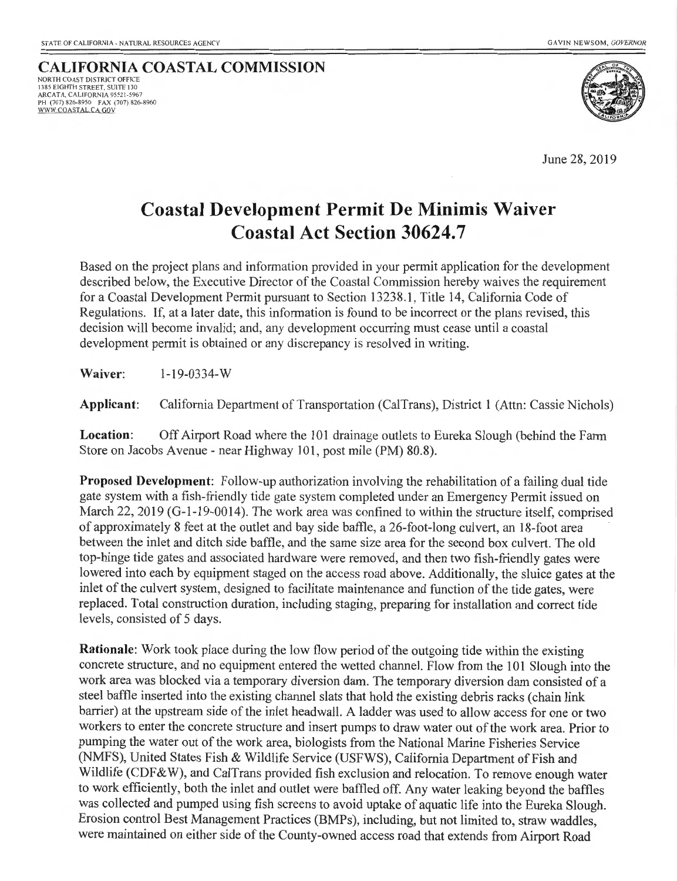STATE OF CALIFORNIA - NATURAL RESOURCES AGENCY GAVIN NEWSOM, *GOVERNOR*

**CALIFORNIA COASTAL COMMISSION**
NORTH COAST DISTRICT OFFICE
1385 EIGHTH STREET, SUITE 130
ARCATA, CALIFORNIA 95521-5967
PH (707) 826-8950 FAX (707) 826-8960
WWW.COASTAL.CA.GOV

June 28, 2019

# Coastal Development Permit De Minimis Waiver
# Coastal Act Section 30624.7

Based on the project plans and information provided in your permit application for the development described below, the Executive Director of the Coastal Commission hereby waives the requirement for a Coastal Development Permit pursuant to Section 13238.1, Title 14, California Code of Regulations. If, at a later date, this information is found to be incorrect or the plans revised, this decision will become invalid; and, any development occurring must cease until a coastal development permit is obtained or any discrepancy is resolved in writing.

**Waiver**: 1-19-0334-W

**Applicant**: California Department of Transportation (CalTrans), District 1 (Attn: Cassie Nichols)

**Location**: Off Airport Road where the 101 drainage outlets to Eureka Slough (behind the Farm Store on Jacobs Avenue - near Highway 101, post mile (PM) 80.8).

**Proposed Development**: Follow-up authorization involving the rehabilitation of a failing dual tide gate system with a fish-friendly tide gate system completed under an Emergency Permit issued on March 22, 2019 (G-1-19-0014). The work area was confined to within the structure itself, comprised of approximately 8 feet at the outlet and bay side baffle, a 26-foot-long culvert, an 18-foot area between the inlet and ditch side baffle, and the same size area for the second box culvert. The old top-hinge tide gates and associated hardware were removed, and then two fish-friendly gates were lowered into each by equipment staged on the access road above. Additionally, the sluice gates at the inlet of the culvert system, designed to facilitate maintenance and function of the tide gates, were replaced. Total construction duration, including staging, preparing for installation and correct tide levels, consisted of 5 days.

**Rationale**: Work took place during the low flow period of the outgoing tide within the existing concrete structure, and no equipment entered the wetted channel. Flow from the 101 Slough into the work area was blocked via a temporary diversion dam. The temporary diversion dam consisted of a steel baffle inserted into the existing channel slats that hold the existing debris racks (chain link barrier) at the upstream side of the inlet headwall. A ladder was used to allow access for one or two workers to enter the concrete structure and insert pumps to draw water out of the work area. Prior to pumping the water out of the work area, biologists from the National Marine Fisheries Service (NMFS), United States Fish & Wildlife Service (USFWS), California Department of Fish and Wildlife (CDF&W), and CalTrans provided fish exclusion and relocation. To remove enough water to work efficiently, both the inlet and outlet were baffled off. Any water leaking beyond the baffles was collected and pumped using fish screens to avoid uptake of aquatic life into the Eureka Slough. Erosion control Best Management Practices (BMPs), including, but not limited to, straw waddles, were maintained on either side of the County-owned access road that extends from Airport Road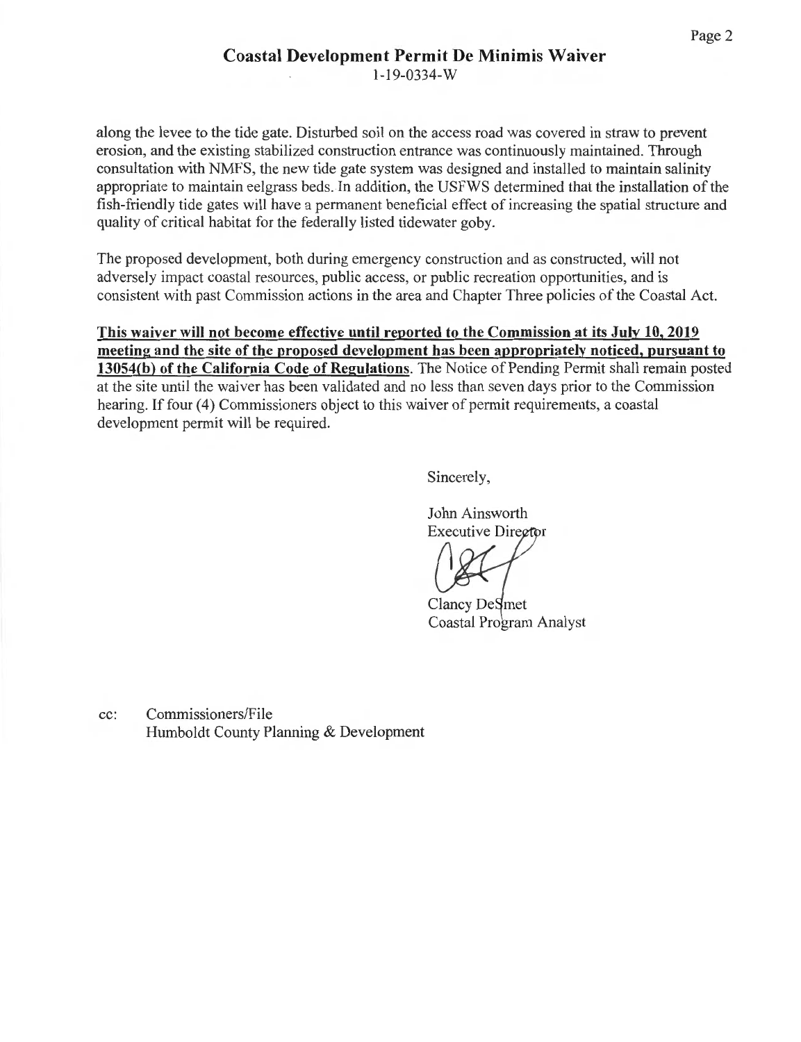## Coastal Development Permit De Minimis Waiver

1-19-0334-W

along the levee to the tide gate. Disturbed soil on the access road was covered in straw to prevent erosion, and the existing stabilized construction entrance was continuously maintained. Through consultation with NMFS, the new tide gate system was designed and installed to maintain salinity appropriate to maintain eelgrass beds. In addition, the USFWS determined that the installation of the fish-friendly tide gates will have a permanent beneficial effect of increasing the spatial structure and quality of critical habitat for the federally listed tidewater goby.

The proposed development, both during emergency construction and as constructed, will not adversely impact coastal resources, public access, or public recreation opportunities, and is consistent with past Commission actions in the area and Chapter Three policies of the Coastal Act.

**This waiver will not become effective until reported to the Commission at its July 10, 2019 meeting and the site of the proposed development has been appropriately noticed, pursuant to 13054(b) of the California Code of Regulations**. The Notice of Pending Permit shall remain posted at the site until the waiver has been validated and no less than seven days prior to the Commission hearing. If four (4) Commissioners object to this waiver of permit requirements, a coastal development permit will be required.

Sincerely,

John Ainsworth
Executive Director

Clancy DeSmet
Coastal Program Analyst

cc: Commissioners/File
Humboldt County Planning & Development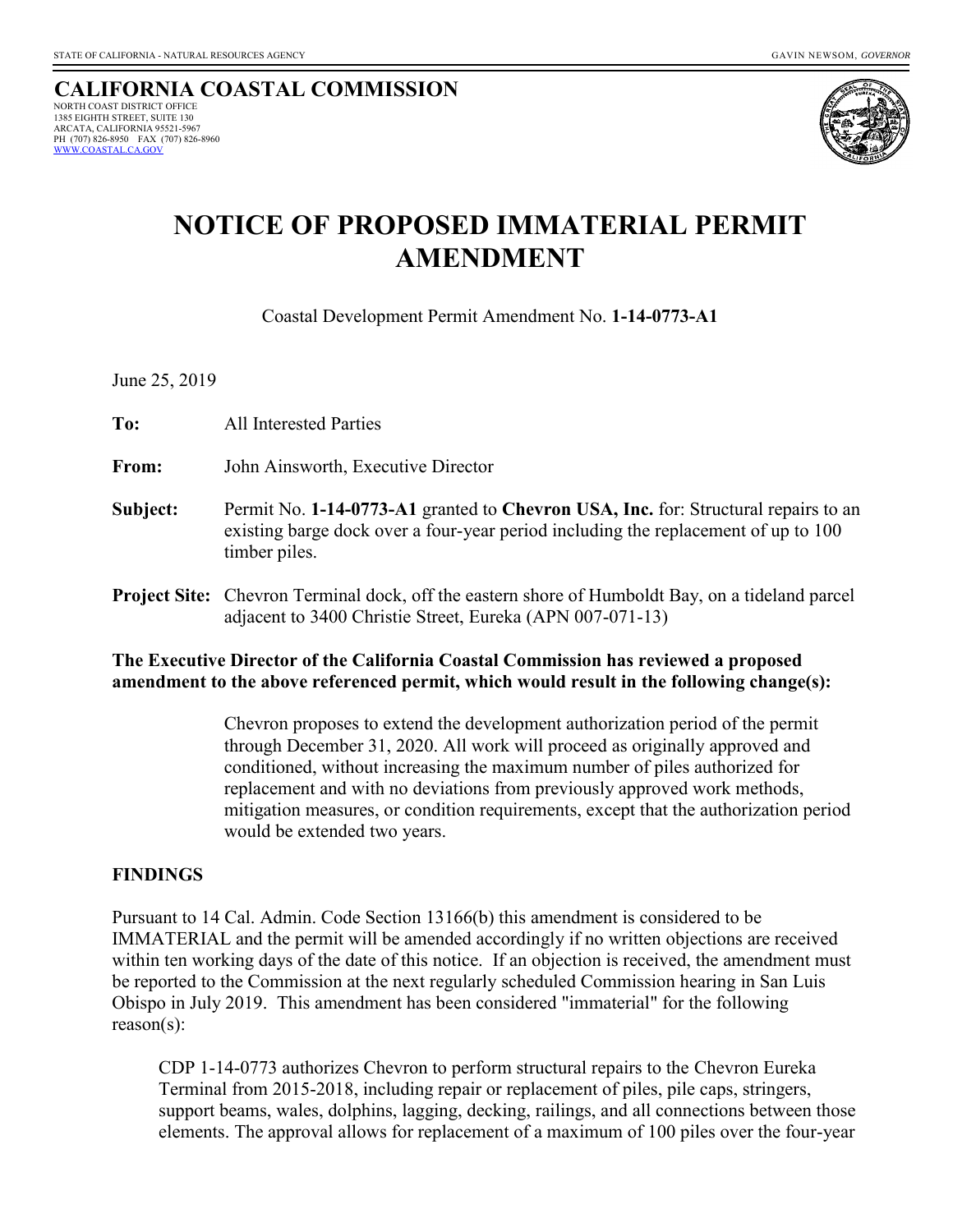STATE OF CALIFORNIA - NATURAL RESOURCES AGENCY GAVIN NEWSOM, *GOVERNOR*

**CALIFORNIA COASTAL COMMISSION**
NORTH COAST DISTRICT OFFICE
1385 EIGHTH STREET, SUITE 130
ARCATA, CALIFORNIA 95521-5967
PH (707) 826-8950 FAX (707) 826-8960
WWW.COASTAL.CA.GOV

# NOTICE OF PROPOSED IMMATERIAL PERMIT AMENDMENT

Coastal Development Permit Amendment No. **1-14-0773-A1**

June 25, 2019

**To:** All Interested Parties

**From:** John Ainsworth, Executive Director

**Subject:** Permit No. **1-14-0773-A1** granted to **Chevron USA, Inc.** for: Structural repairs to an existing barge dock over a four-year period including the replacement of up to 100 timber piles.

**Project Site:** Chevron Terminal dock, off the eastern shore of Humboldt Bay, on a tideland parcel adjacent to 3400 Christie Street, Eureka (APN 007-071-13)

**The Executive Director of the California Coastal Commission has reviewed a proposed amendment to the above referenced permit, which would result in the following change(s):**

> Chevron proposes to extend the development authorization period of the permit through December 31, 2020. All work will proceed as originally approved and conditioned, without increasing the maximum number of piles authorized for replacement and with no deviations from previously approved work methods, mitigation measures, or condition requirements, except that the authorization period would be extended two years.

## FINDINGS

Pursuant to 14 Cal. Admin. Code Section 13166(b) this amendment is considered to be IMMATERIAL and the permit will be amended accordingly if no written objections are received within ten working days of the date of this notice. If an objection is received, the amendment must be reported to the Commission at the next regularly scheduled Commission hearing in San Luis Obispo in July 2019. This amendment has been considered "immaterial" for the following reason(s):

> CDP 1-14-0773 authorizes Chevron to perform structural repairs to the Chevron Eureka Terminal from 2015-2018, including repair or replacement of piles, pile caps, stringers, support beams, wales, dolphins, lagging, decking, railings, and all connections between those elements. The approval allows for replacement of a maximum of 100 piles over the four-year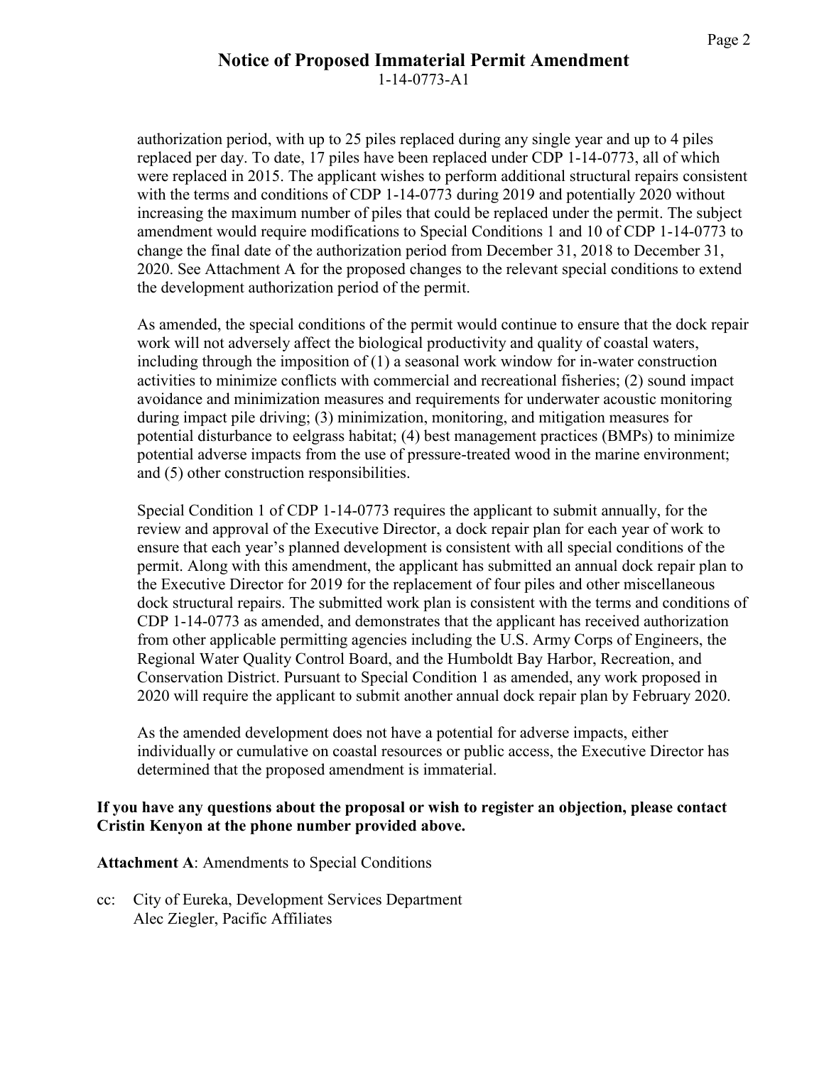authorization period, with up to 25 piles replaced during any single year and up to 4 piles replaced per day. To date, 17 piles have been replaced under CDP 1-14-0773, all of which were replaced in 2015. The applicant wishes to perform additional structural repairs consistent with the terms and conditions of CDP 1-14-0773 during 2019 and potentially 2020 without increasing the maximum number of piles that could be replaced under the permit. The subject amendment would require modifications to Special Conditions 1 and 10 of CDP 1-14-0773 to change the final date of the authorization period from December 31, 2018 to December 31, 2020. See Attachment A for the proposed changes to the relevant special conditions to extend the development authorization period of the permit.

As amended, the special conditions of the permit would continue to ensure that the dock repair work will not adversely affect the biological productivity and quality of coastal waters, including through the imposition of (1) a seasonal work window for in-water construction activities to minimize conflicts with commercial and recreational fisheries; (2) sound impact avoidance and minimization measures and requirements for underwater acoustic monitoring during impact pile driving; (3) minimization, monitoring, and mitigation measures for potential disturbance to eelgrass habitat; (4) best management practices (BMPs) to minimize potential adverse impacts from the use of pressure-treated wood in the marine environment; and (5) other construction responsibilities.

Special Condition 1 of CDP 1-14-0773 requires the applicant to submit annually, for the review and approval of the Executive Director, a dock repair plan for each year of work to ensure that each year's planned development is consistent with all special conditions of the permit. Along with this amendment, the applicant has submitted an annual dock repair plan to the Executive Director for 2019 for the replacement of four piles and other miscellaneous dock structural repairs. The submitted work plan is consistent with the terms and conditions of CDP 1-14-0773 as amended, and demonstrates that the applicant has received authorization from other applicable permitting agencies including the U.S. Army Corps of Engineers, the Regional Water Quality Control Board, and the Humboldt Bay Harbor, Recreation, and Conservation District. Pursuant to Special Condition 1 as amended, any work proposed in 2020 will require the applicant to submit another annual dock repair plan by February 2020.

As the amended development does not have a potential for adverse impacts, either individually or cumulative on coastal resources or public access, the Executive Director has determined that the proposed amendment is immaterial.

**If you have any questions about the proposal or wish to register an objection, please contact Cristin Kenyon at the phone number provided above.**

**Attachment A**: Amendments to Special Conditions

cc: City of Eureka, Development Services Department
Alec Ziegler, Pacific Affiliates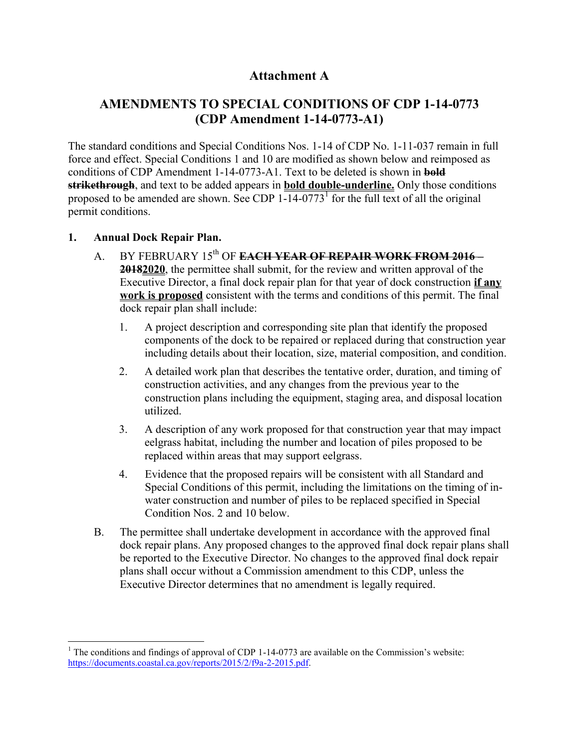# Attachment A

## AMENDMENTS TO SPECIAL CONDITIONS OF CDP 1-14-0773 (CDP Amendment 1-14-0773-A1)

The standard conditions and Special Conditions Nos. 1-14 of CDP No. 1-11-037 remain in full force and effect. Special Conditions 1 and 10 are modified as shown below and reimposed as conditions of CDP Amendment 1-14-0773-A1. Text to be deleted is shown in ~~**bold strikethrough**~~, and text to be added appears in <u>**bold double-underline.**</u> Only those conditions proposed to be amended are shown. See CDP 1-14-0773[1] for the full text of all the original permit conditions.

**1. Annual Dock Repair Plan.**

A. BY FEBRUARY 15th OF ~~**EACH YEAR OF REPAIR WORK FROM 2016 – 2018**~~<u>**2020**</u>, the permittee shall submit, for the review and written approval of the Executive Director, a final dock repair plan for that year of dock construction <u>**if any work is proposed**</u> consistent with the terms and conditions of this permit. The final dock repair plan shall include:

1. A project description and corresponding site plan that identify the proposed components of the dock to be repaired or replaced during that construction year including details about their location, size, material composition, and condition.

2. A detailed work plan that describes the tentative order, duration, and timing of construction activities, and any changes from the previous year to the construction plans including the equipment, staging area, and disposal location utilized.

3. A description of any work proposed for that construction year that may impact eelgrass habitat, including the number and location of piles proposed to be replaced within areas that may support eelgrass.

4. Evidence that the proposed repairs will be consistent with all Standard and Special Conditions of this permit, including the limitations on the timing of in-water construction and number of piles to be replaced specified in Special Condition Nos. 2 and 10 below.

B. The permittee shall undertake development in accordance with the approved final dock repair plans. Any proposed changes to the approved final dock repair plans shall be reported to the Executive Director. No changes to the approved final dock repair plans shall occur without a Commission amendment to this CDP, unless the Executive Director determines that no amendment is legally required.

---

[1] The conditions and findings of approval of CDP 1-14-0773 are available on the Commission's website: https://documents.coastal.ca.gov/reports/2015/2/f9a-2-2015.pdf.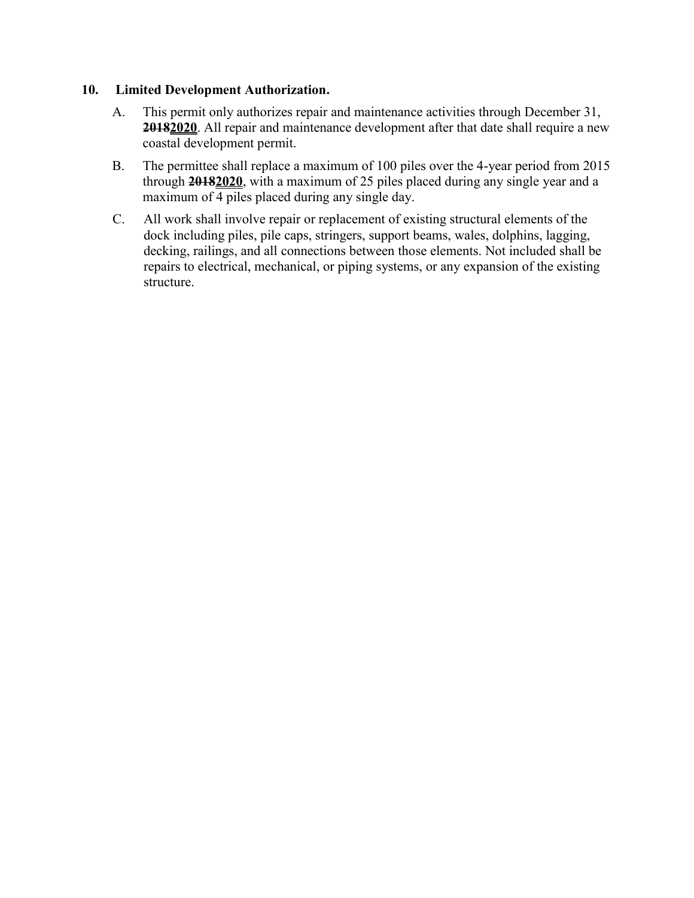**10. Limited Development Authorization.**

A. This permit only authorizes repair and maintenance activities through December 31, ~~2018~~**2020**. All repair and maintenance development after that date shall require a new coastal development permit.

B. The permittee shall replace a maximum of 100 piles over the 4-year period from 2015 through ~~2018~~**2020**, with a maximum of 25 piles placed during any single year and a maximum of 4 piles placed during any single day.

C. All work shall involve repair or replacement of existing structural elements of the dock including piles, pile caps, stringers, support beams, wales, dolphins, lagging, decking, railings, and all connections between those elements. Not included shall be repairs to electrical, mechanical, or piping systems, or any expansion of the existing structure.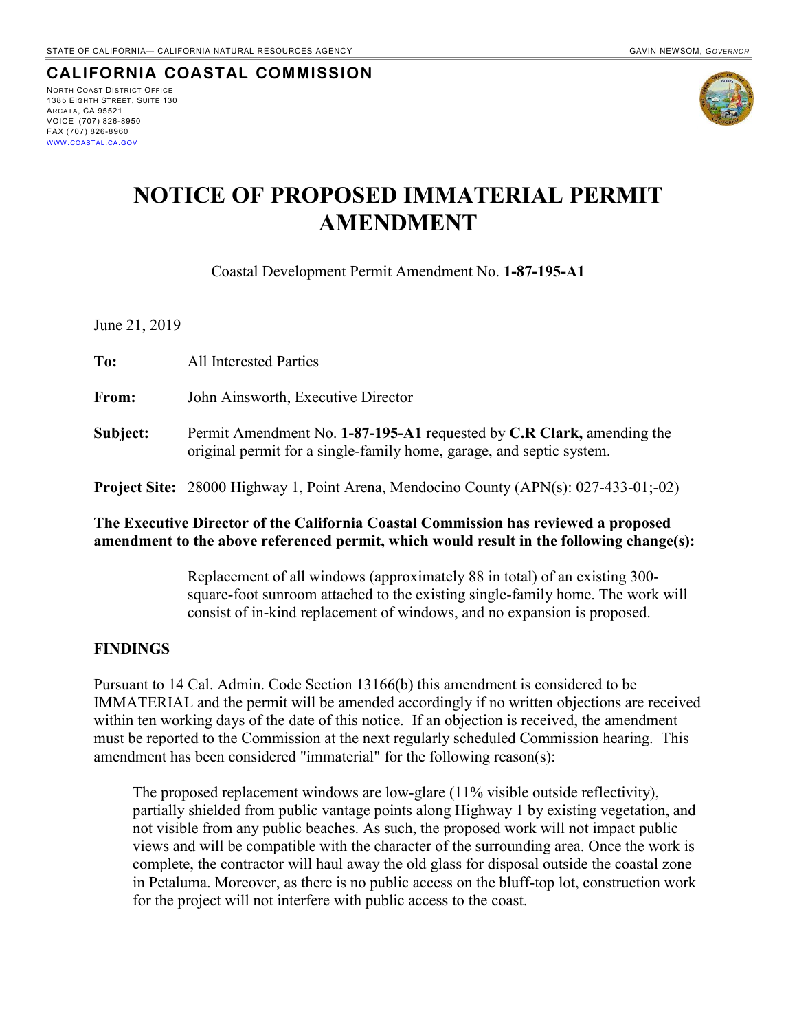STATE OF CALIFORNIA— CALIFORNIA NATURAL RESOURCES AGENCY GAVIN NEWSOM, *GOVERNOR*

**CALIFORNIA COASTAL COMMISSION**

NORTH COAST DISTRICT OFFICE
1385 EIGHTH STREET, SUITE 130
ARCATA, CA 95521
VOICE (707) 826-8950
FAX (707) 826-8960
WWW.COASTAL.CA.GOV

# NOTICE OF PROPOSED IMMATERIAL PERMIT AMENDMENT

Coastal Development Permit Amendment No. **1-87-195-A1**

June 21, 2019

**To:** All Interested Parties

**From:** John Ainsworth, Executive Director

**Subject:** Permit Amendment No. **1-87-195-A1** requested by **C.R Clark,** amending the original permit for a single-family home, garage, and septic system.

**Project Site:** 28000 Highway 1, Point Arena, Mendocino County (APN(s): 027-433-01;-02)

**The Executive Director of the California Coastal Commission has reviewed a proposed amendment to the above referenced permit, which would result in the following change(s):**

> Replacement of all windows (approximately 88 in total) of an existing 300-square-foot sunroom attached to the existing single-family home. The work will consist of in-kind replacement of windows, and no expansion is proposed.

**FINDINGS**

Pursuant to 14 Cal. Admin. Code Section 13166(b) this amendment is considered to be IMMATERIAL and the permit will be amended accordingly if no written objections are received within ten working days of the date of this notice. If an objection is received, the amendment must be reported to the Commission at the next regularly scheduled Commission hearing. This amendment has been considered "immaterial" for the following reason(s):

> The proposed replacement windows are low-glare (11% visible outside reflectivity), partially shielded from public vantage points along Highway 1 by existing vegetation, and not visible from any public beaches. As such, the proposed work will not impact public views and will be compatible with the character of the surrounding area. Once the work is complete, the contractor will haul away the old glass for disposal outside the coastal zone in Petaluma. Moreover, as there is no public access on the bluff-top lot, construction work for the project will not interfere with public access to the coast.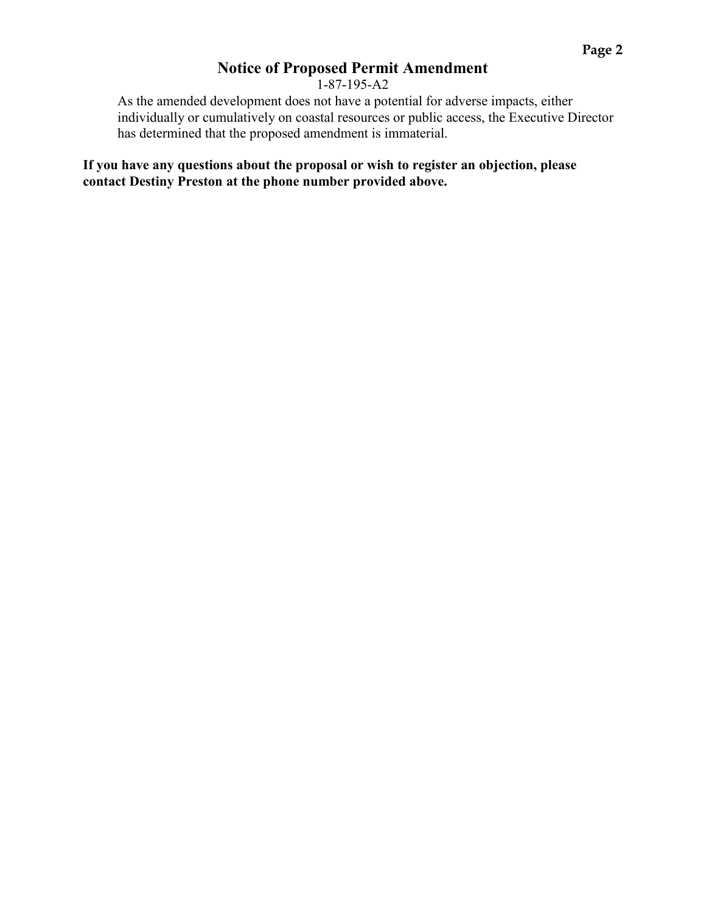## Notice of Proposed Permit Amendment

1-87-195-A2

As the amended development does not have a potential for adverse impacts, either individually or cumulatively on coastal resources or public access, the Executive Director has determined that the proposed amendment is immaterial.

**If you have any questions about the proposal or wish to register an objection, please contact Destiny Preston at the phone number provided above.**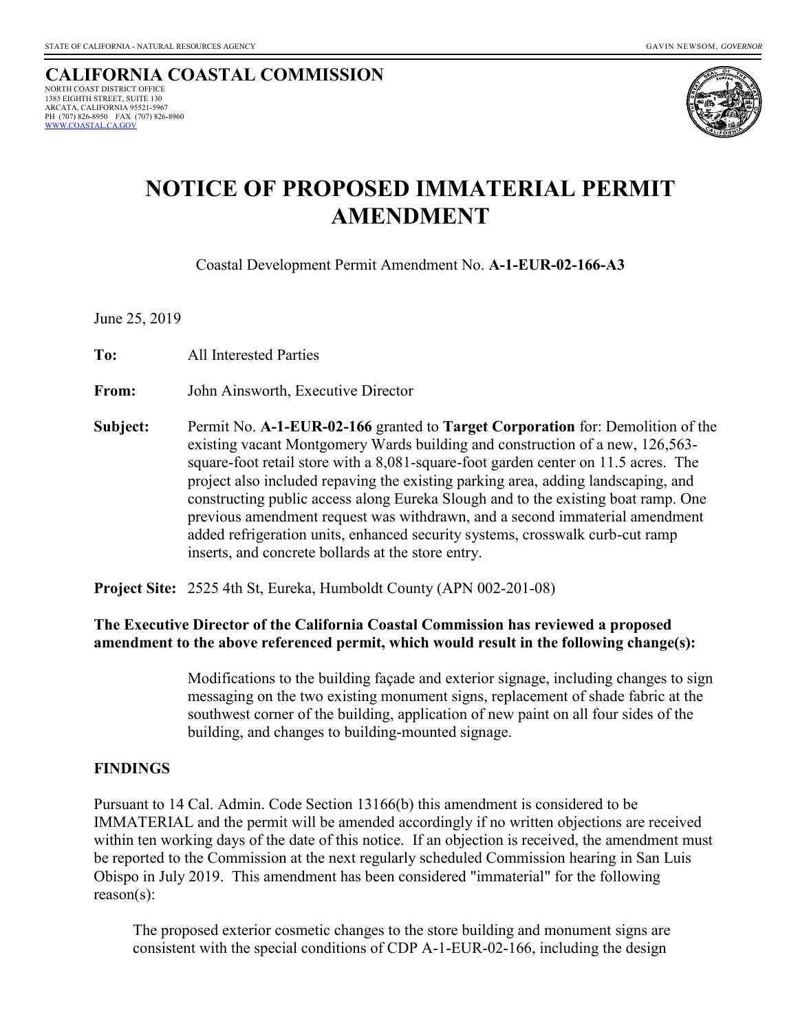STATE OF CALIFORNIA - NATURAL RESOURCES AGENCY GAVIN NEWSOM, *GOVERNOR*

**CALIFORNIA COASTAL COMMISSION**
NORTH COAST DISTRICT OFFICE
1385 EIGHTH STREET, SUITE 130
ARCATA, CALIFORNIA 95521-5967
PH (707) 826-8950 FAX (707) 826-8960
WWW.COASTAL.CA.GOV

# NOTICE OF PROPOSED IMMATERIAL PERMIT AMENDMENT

Coastal Development Permit Amendment No. **A-1-EUR-02-166-A3**

June 25, 2019

**To:** All Interested Parties

**From:** John Ainsworth, Executive Director

**Subject:** Permit No. **A-1-EUR-02-166** granted to **Target Corporation** for: Demolition of the existing vacant Montgomery Wards building and construction of a new, 126,563-square-foot retail store with a 8,081-square-foot garden center on 11.5 acres. The project also included repaving the existing parking area, adding landscaping, and constructing public access along Eureka Slough and to the existing boat ramp. One previous amendment request was withdrawn, and a second immaterial amendment added refrigeration units, enhanced security systems, crosswalk curb-cut ramp inserts, and concrete bollards at the store entry.

**Project Site:** 2525 4th St, Eureka, Humboldt County (APN 002-201-08)

**The Executive Director of the California Coastal Commission has reviewed a proposed amendment to the above referenced permit, which would result in the following change(s):**

Modifications to the building façade and exterior signage, including changes to sign messaging on the two existing monument signs, replacement of shade fabric at the southwest corner of the building, application of new paint on all four sides of the building, and changes to building-mounted signage.

**FINDINGS**

Pursuant to 14 Cal. Admin. Code Section 13166(b) this amendment is considered to be IMMATERIAL and the permit will be amended accordingly if no written objections are received within ten working days of the date of this notice. If an objection is received, the amendment must be reported to the Commission at the next regularly scheduled Commission hearing in San Luis Obispo in July 2019. This amendment has been considered "immaterial" for the following reason(s):

The proposed exterior cosmetic changes to the store building and monument signs are consistent with the special conditions of CDP A-1-EUR-02-166, including the design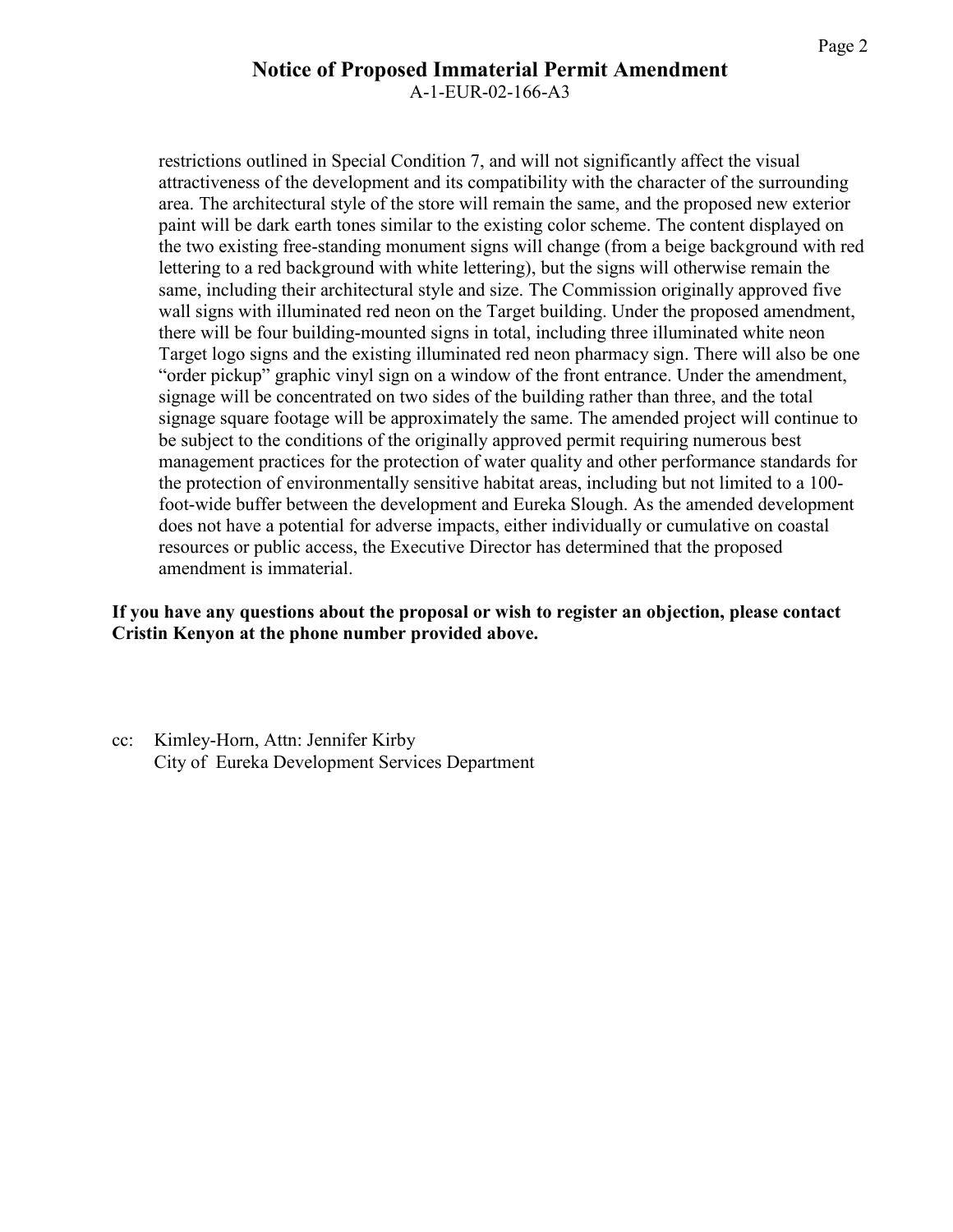restrictions outlined in Special Condition 7, and will not significantly affect the visual attractiveness of the development and its compatibility with the character of the surrounding area. The architectural style of the store will remain the same, and the proposed new exterior paint will be dark earth tones similar to the existing color scheme. The content displayed on the two existing free-standing monument signs will change (from a beige background with red lettering to a red background with white lettering), but the signs will otherwise remain the same, including their architectural style and size. The Commission originally approved five wall signs with illuminated red neon on the Target building. Under the proposed amendment, there will be four building-mounted signs in total, including three illuminated white neon Target logo signs and the existing illuminated red neon pharmacy sign. There will also be one "order pickup" graphic vinyl sign on a window of the front entrance. Under the amendment, signage will be concentrated on two sides of the building rather than three, and the total signage square footage will be approximately the same. The amended project will continue to be subject to the conditions of the originally approved permit requiring numerous best management practices for the protection of water quality and other performance standards for the protection of environmentally sensitive habitat areas, including but not limited to a 100-foot-wide buffer between the development and Eureka Slough. As the amended development does not have a potential for adverse impacts, either individually or cumulative on coastal resources or public access, the Executive Director has determined that the proposed amendment is immaterial.

**If you have any questions about the proposal or wish to register an objection, please contact Cristin Kenyon at the phone number provided above.**

cc: Kimley-Horn, Attn: Jennifer Kirby
City of Eureka Development Services Department